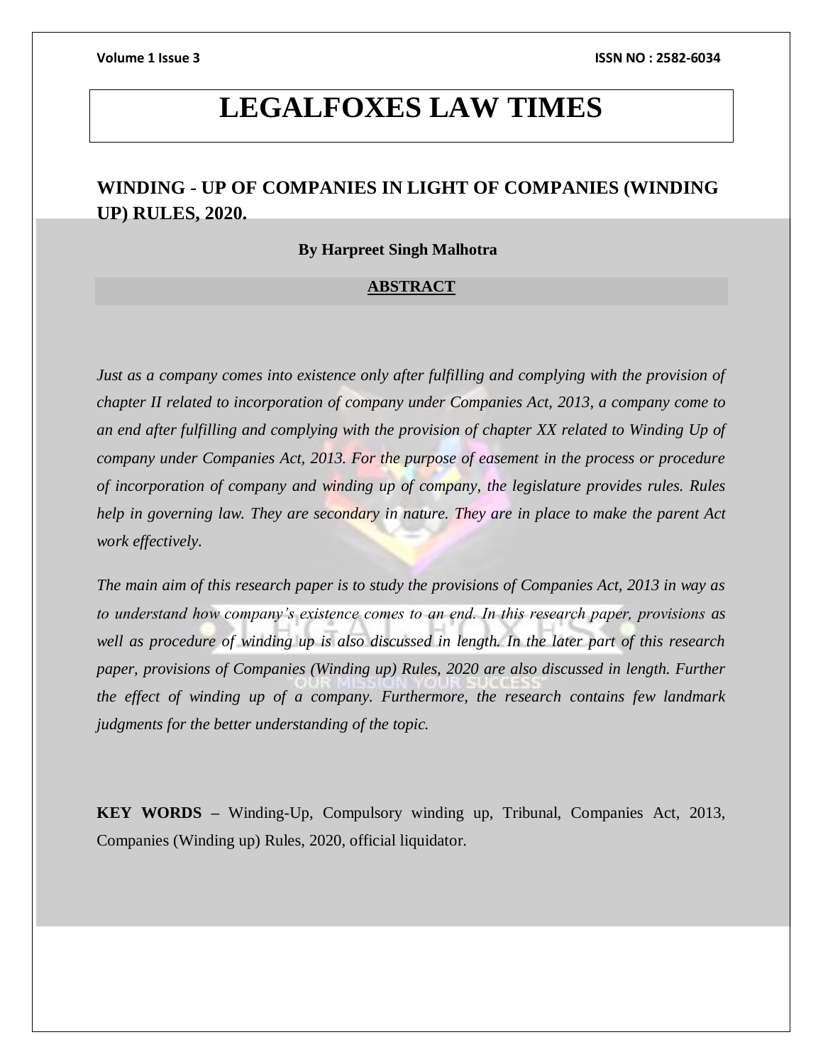# LEGALFOXES LAW TIMES

## WINDING - UP OF COMPANIES IN LIGHT OF COMPANIES (WINDING UP) RULES, 2020.

**By Harpreet Singh Malhotra**

**ABSTRACT**

*Just as a company comes into existence only after fulfilling and complying with the provision of chapter II related to incorporation of company under Companies Act, 2013, a company come to an end after fulfilling and complying with the provision of chapter XX related to Winding Up of company under Companies Act, 2013. For the purpose of easement in the process or procedure of incorporation of company and winding up of company, the legislature provides rules. Rules help in governing law. They are secondary in nature. They are in place to make the parent Act work effectively.*

*The main aim of this research paper is to study the provisions of Companies Act, 2013 in way as to understand how company's existence comes to an end. In this research paper, provisions as well as procedure of winding up is also discussed in length. In the later part of this research paper, provisions of Companies (Winding up) Rules, 2020 are also discussed in length. Further the effect of winding up of a company. Furthermore, the research contains few landmark judgments for the better understanding of the topic.*

**KEY WORDS –** Winding-Up, Compulsory winding up, Tribunal, Companies Act, 2013, Companies (Winding up) Rules, 2020, official liquidator.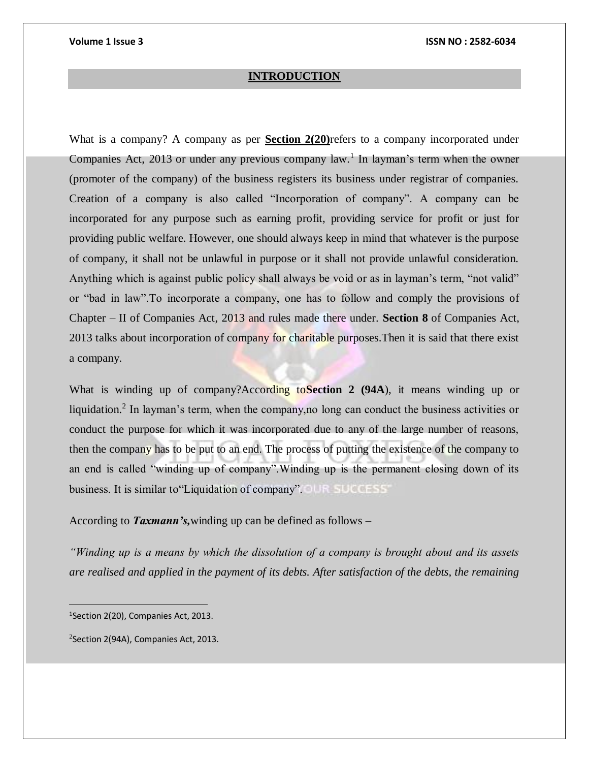## INTRODUCTION

What is a company? A company as per **Section 2(20)**refers to a company incorporated under Companies Act, 2013 or under any previous company law.[1] In layman's term when the owner (promoter of the company) of the business registers its business under registrar of companies. Creation of a company is also called "Incorporation of company". A company can be incorporated for any purpose such as earning profit, providing service for profit or just for providing public welfare. However, one should always keep in mind that whatever is the purpose of company, it shall not be unlawful in purpose or it shall not provide unlawful consideration. Anything which is against public policy shall always be void or as in layman's term, "not valid" or "bad in law".To incorporate a company, one has to follow and comply the provisions of Chapter – II of Companies Act, 2013 and rules made there under. **Section 8** of Companies Act, 2013 talks about incorporation of company for charitable purposes.Then it is said that there exist a company.

What is winding up of company?According to**Section 2 (94A**), it means winding up or liquidation.[2] In layman's term, when the company,no long can conduct the business activities or conduct the purpose for which it was incorporated due to any of the large number of reasons, then the company has to be put to an end. The process of putting the existence of the company to an end is called "winding up of company".Winding up is the permanent closing down of its business. It is similar to"Liquidation of company".

According to ***Taxmann's,***winding up can be defined as follows –

*"Winding up is a means by which the dissolution of a company is brought about and its assets are realised and applied in the payment of its debts. After satisfaction of the debts, the remaining*

---

[1]Section 2(20), Companies Act, 2013.

[2]Section 2(94A), Companies Act, 2013.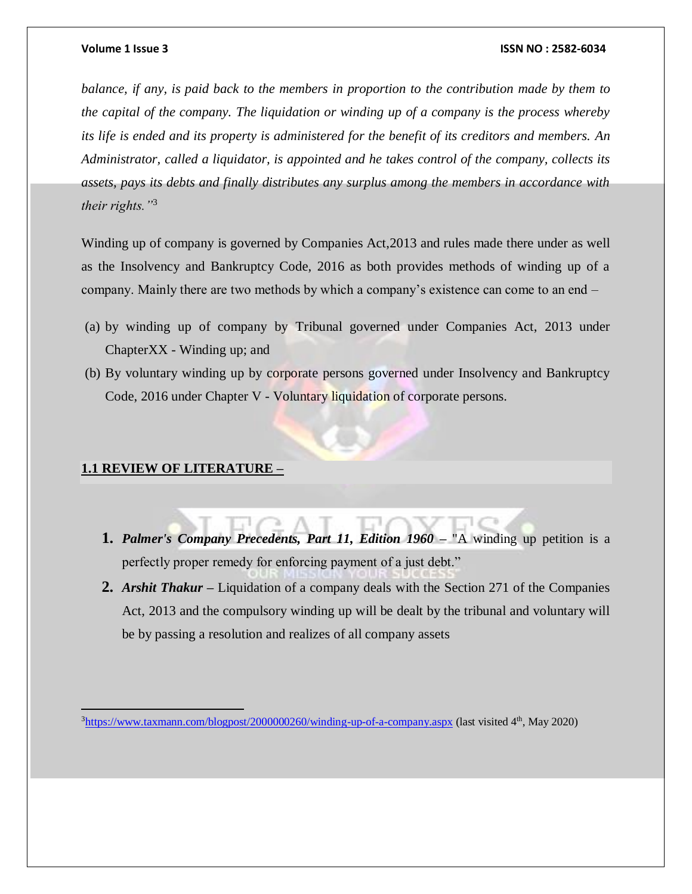*balance, if any, is paid back to the members in proportion to the contribution made by them to the capital of the company. The liquidation or winding up of a company is the process whereby its life is ended and its property is administered for the benefit of its creditors and members. An Administrator, called a liquidator, is appointed and he takes control of the company, collects its assets, pays its debts and finally distributes any surplus among the members in accordance with their rights."*[3]

Winding up of company is governed by Companies Act,2013 and rules made there under as well as the Insolvency and Bankruptcy Code, 2016 as both provides methods of winding up of a company. Mainly there are two methods by which a company's existence can come to an end –

(a) by winding up of company by Tribunal governed under Companies Act, 2013 under ChapterXX - Winding up; and

(b) By voluntary winding up by corporate persons governed under Insolvency and Bankruptcy Code, 2016 under Chapter V - Voluntary liquidation of corporate persons.

## 1.1 REVIEW OF LITERATURE –

1. ***Palmer's Company Precedents, Part 11, Edition 1960*** – "A winding up petition is a perfectly proper remedy for enforcing payment of a just debt."
2. ***Arshit Thakur*** **–** Liquidation of a company deals with the Section 271 of the Companies Act, 2013 and the compulsory winding up will be dealt by the tribunal and voluntary will be by passing a resolution and realizes of all company assets

---

[3] https://www.taxmann.com/blogpost/2000000260/winding-up-of-a-company.aspx (last visited 4th, May 2020)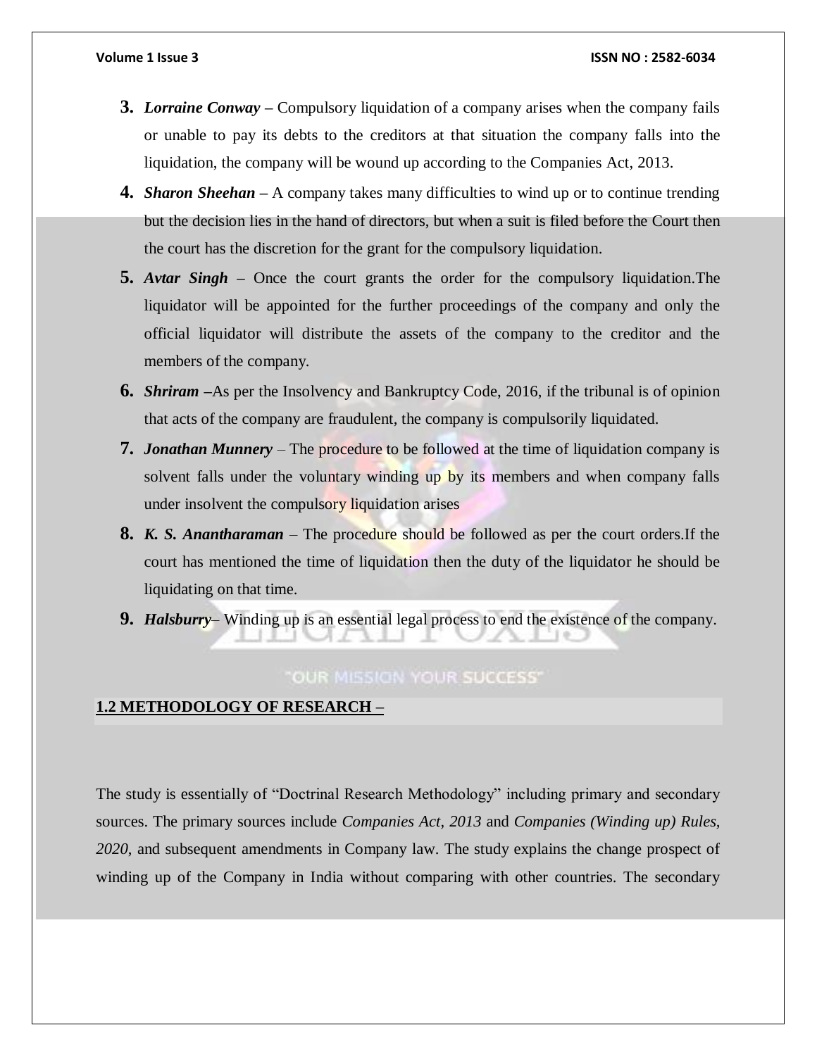3. ***Lorraine Conway*** – Compulsory liquidation of a company arises when the company fails or unable to pay its debts to the creditors at that situation the company falls into the liquidation, the company will be wound up according to the Companies Act, 2013.
4. ***Sharon Sheehan*** – A company takes many difficulties to wind up or to continue trending but the decision lies in the hand of directors, but when a suit is filed before the Court then the court has the discretion for the grant for the compulsory liquidation.
5. ***Avtar Singh*** – Once the court grants the order for the compulsory liquidation.The liquidator will be appointed for the further proceedings of the company and only the official liquidator will distribute the assets of the company to the creditor and the members of the company.
6. ***Shriram*** –As per the Insolvency and Bankruptcy Code, 2016, if the tribunal is of opinion that acts of the company are fraudulent, the company is compulsorily liquidated.
7. ***Jonathan Munnery*** – The procedure to be followed at the time of liquidation company is solvent falls under the voluntary winding up by its members and when company falls under insolvent the compulsory liquidation arises
8. ***K. S. Anantharaman*** – The procedure should be followed as per the court orders.If the court has mentioned the time of liquidation then the duty of the liquidator he should be liquidating on that time.
9. ***Halsburry***– Winding up is an essential legal process to end the existence of the company.

## 1.2 METHODOLOGY OF RESEARCH –

The study is essentially of "Doctrinal Research Methodology" including primary and secondary sources. The primary sources include *Companies Act, 2013* and *Companies (Winding up) Rules, 2020*, and subsequent amendments in Company law. The study explains the change prospect of winding up of the Company in India without comparing with other countries. The secondary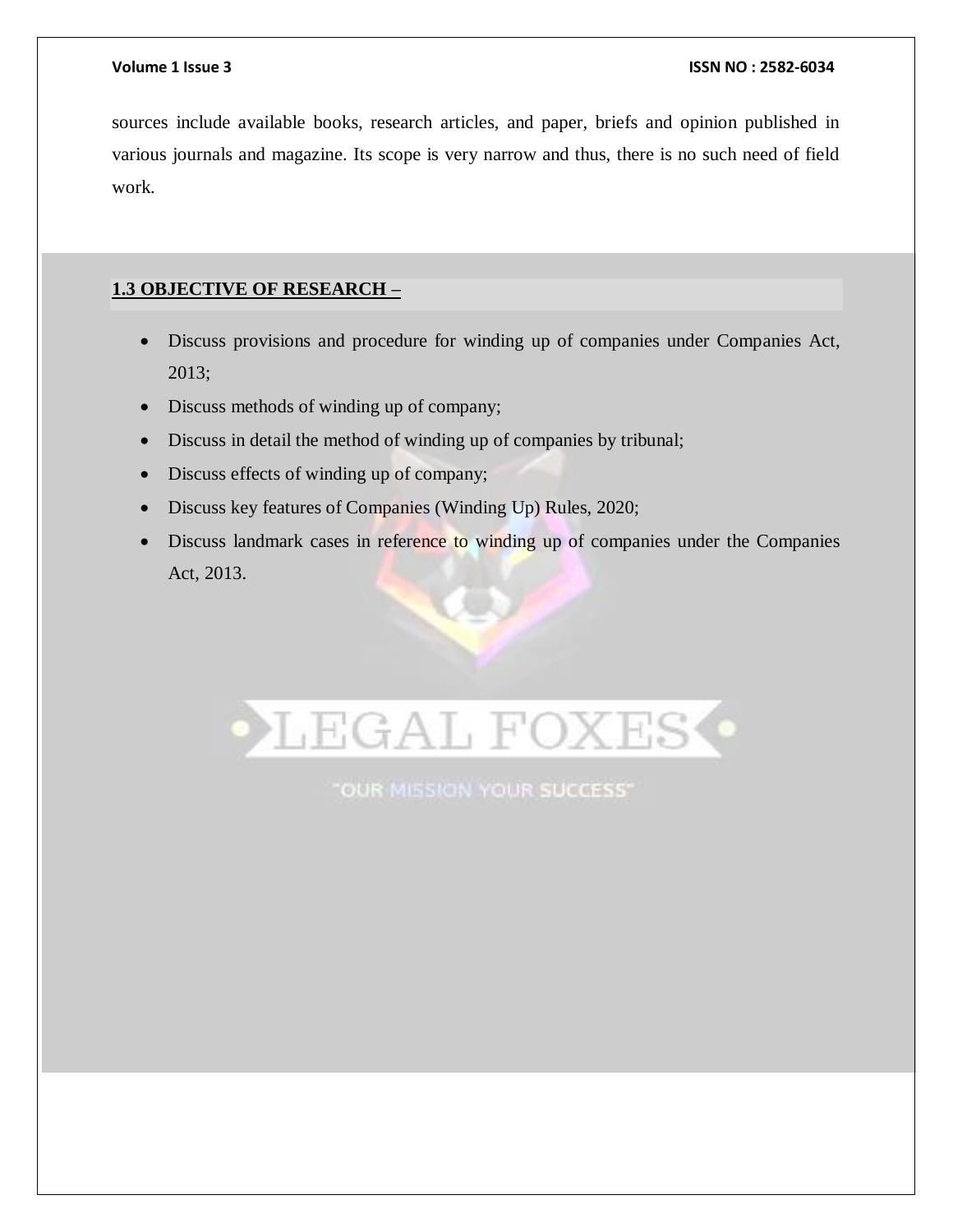sources include available books, research articles, and paper, briefs and opinion published in various journals and magazine. Its scope is very narrow and thus, there is no such need of field work.

### 1.3 OBJECTIVE OF RESEARCH –

- Discuss provisions and procedure for winding up of companies under Companies Act, 2013;
- Discuss methods of winding up of company;
- Discuss in detail the method of winding up of companies by tribunal;
- Discuss effects of winding up of company;
- Discuss key features of Companies (Winding Up) Rules, 2020;
- Discuss landmark cases in reference to winding up of companies under the Companies Act, 2013.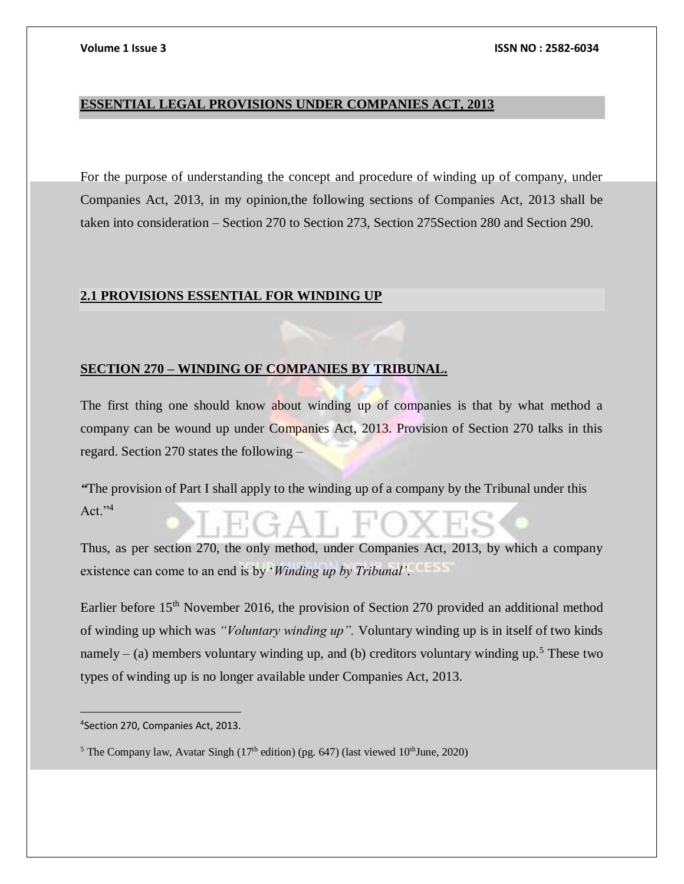## ESSENTIAL LEGAL PROVISIONS UNDER COMPANIES ACT, 2013

For the purpose of understanding the concept and procedure of winding up of company, under Companies Act, 2013, in my opinion,the following sections of Companies Act, 2013 shall be taken into consideration – Section 270 to Section 273, Section 275Section 280 and Section 290.

### 2.1 PROVISIONS ESSENTIAL FOR WINDING UP

#### SECTION 270 – WINDING OF COMPANIES BY TRIBUNAL.

The first thing one should know about winding up of companies is that by what method a company can be wound up under Companies Act, 2013. Provision of Section 270 talks in this regard. Section 270 states the following –

***"***The provision of Part I shall apply to the winding up of a company by the Tribunal under this Act."[4]

Thus, as per section 270, the only method, under Companies Act, 2013, by which a company existence can come to an end is by '*Winding up by Tribunal'*.

Earlier before 15th November 2016, the provision of Section 270 provided an additional method of winding up which was *"Voluntary winding up".* Voluntary winding up is in itself of two kinds namely – (a) members voluntary winding up, and (b) creditors voluntary winding up.[5] These two types of winding up is no longer available under Companies Act, 2013.

---

[4] Section 270, Companies Act, 2013.

[5] The Company law, Avatar Singh (17th edition) (pg. 647) (last viewed 10th June, 2020)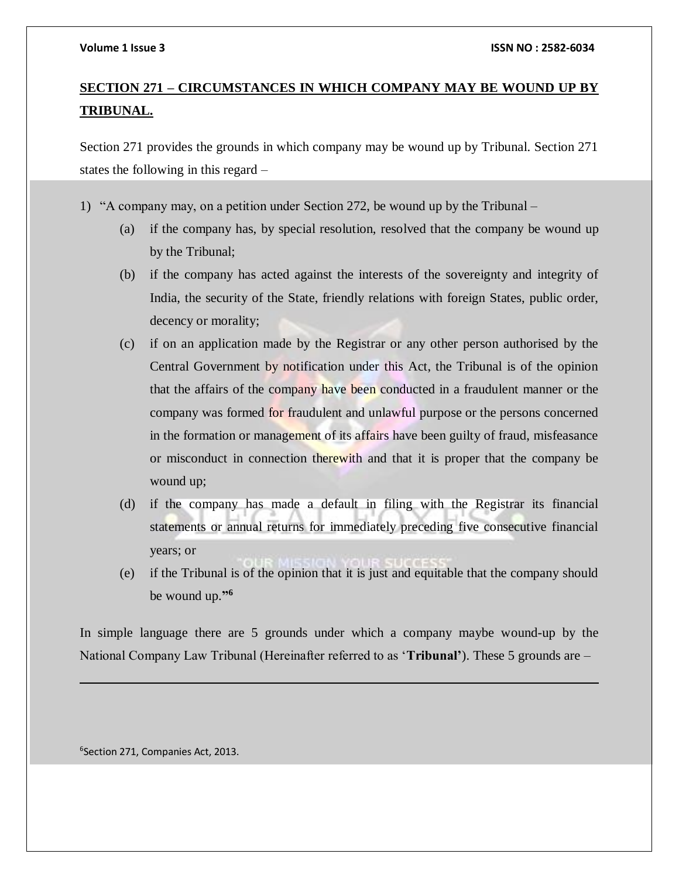## **SECTION 271 – CIRCUMSTANCES IN WHICH COMPANY MAY BE WOUND UP BY TRIBUNAL.**

Section 271 provides the grounds in which company may be wound up by Tribunal. Section 271 states the following in this regard –

1) "A company may, on a petition under Section 272, be wound up by the Tribunal –
   - (a) if the company has, by special resolution, resolved that the company be wound up by the Tribunal;
   - (b) if the company has acted against the interests of the sovereignty and integrity of India, the security of the State, friendly relations with foreign States, public order, decency or morality;
   - (c) if on an application made by the Registrar or any other person authorised by the Central Government by notification under this Act, the Tribunal is of the opinion that the affairs of the company have been conducted in a fraudulent manner or the company was formed for fraudulent and unlawful purpose or the persons concerned in the formation or management of its affairs have been guilty of fraud, misfeasance or misconduct in connection therewith and that it is proper that the company be wound up;
   - (d) if the company has made a default in filing with the Registrar its financial statements or annual returns for immediately preceding five consecutive financial years; or
   - (e) if the Tribunal is of the opinion that it is just and equitable that the company should be wound up."[6]

In simple language there are 5 grounds under which a company maybe wound-up by the National Company Law Tribunal (Hereinafter referred to as '**Tribunal**'). These 5 grounds are –

---

[6] Section 271, Companies Act, 2013.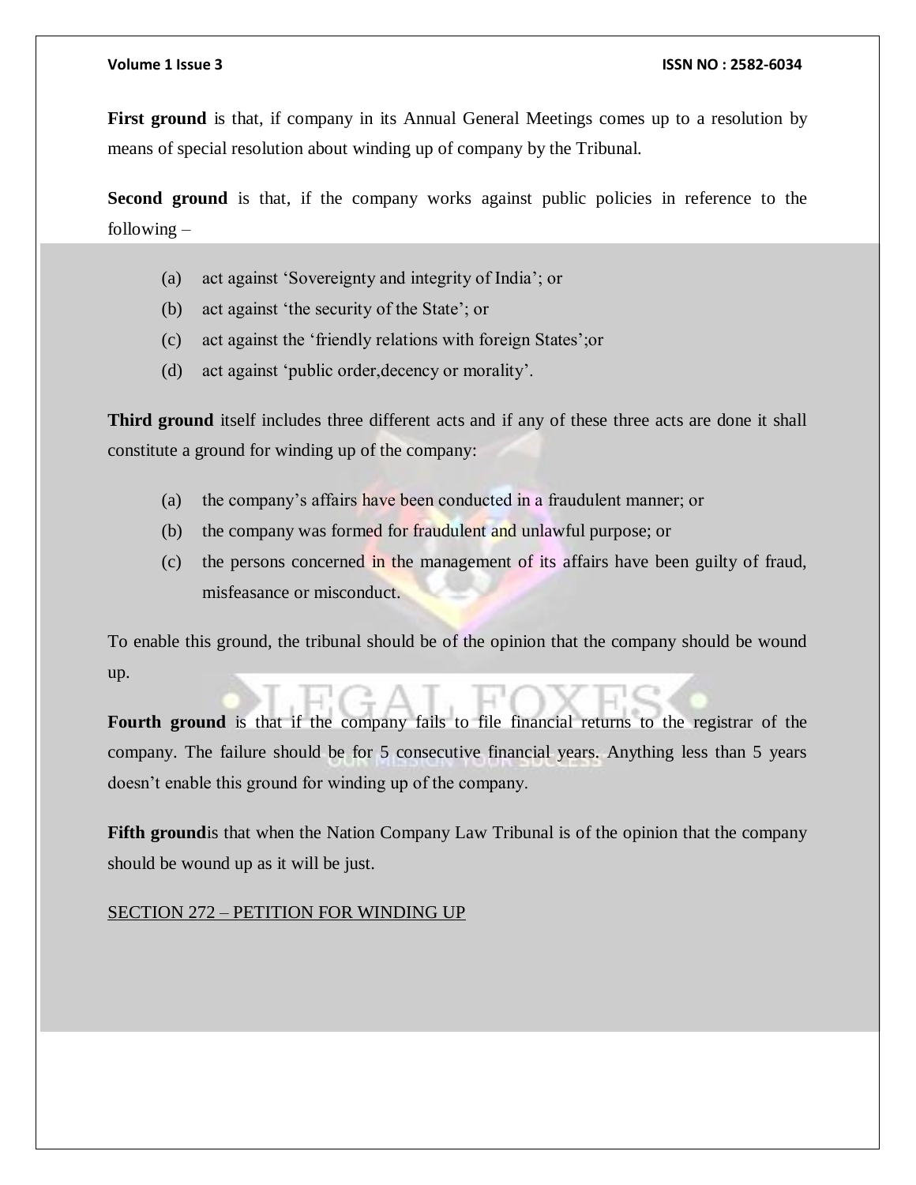**First ground** is that, if company in its Annual General Meetings comes up to a resolution by means of special resolution about winding up of company by the Tribunal.

**Second ground** is that, if the company works against public policies in reference to the following –

(a) act against 'Sovereignty and integrity of India'; or
(b) act against 'the security of the State'; or
(c) act against the 'friendly relations with foreign States';or
(d) act against 'public order,decency or morality'.

**Third ground** itself includes three different acts and if any of these three acts are done it shall constitute a ground for winding up of the company:

(a) the company's affairs have been conducted in a fraudulent manner; or
(b) the company was formed for fraudulent and unlawful purpose; or
(c) the persons concerned in the management of its affairs have been guilty of fraud, misfeasance or misconduct.

To enable this ground, the tribunal should be of the opinion that the company should be wound up.

**Fourth ground** is that if the company fails to file financial returns to the registrar of the company. The failure should be for 5 consecutive financial years. Anything less than 5 years doesn't enable this ground for winding up of the company.

**Fifth ground**is that when the Nation Company Law Tribunal is of the opinion that the company should be wound up as it will be just.

<u>SECTION 272 – PETITION FOR WINDING UP</u>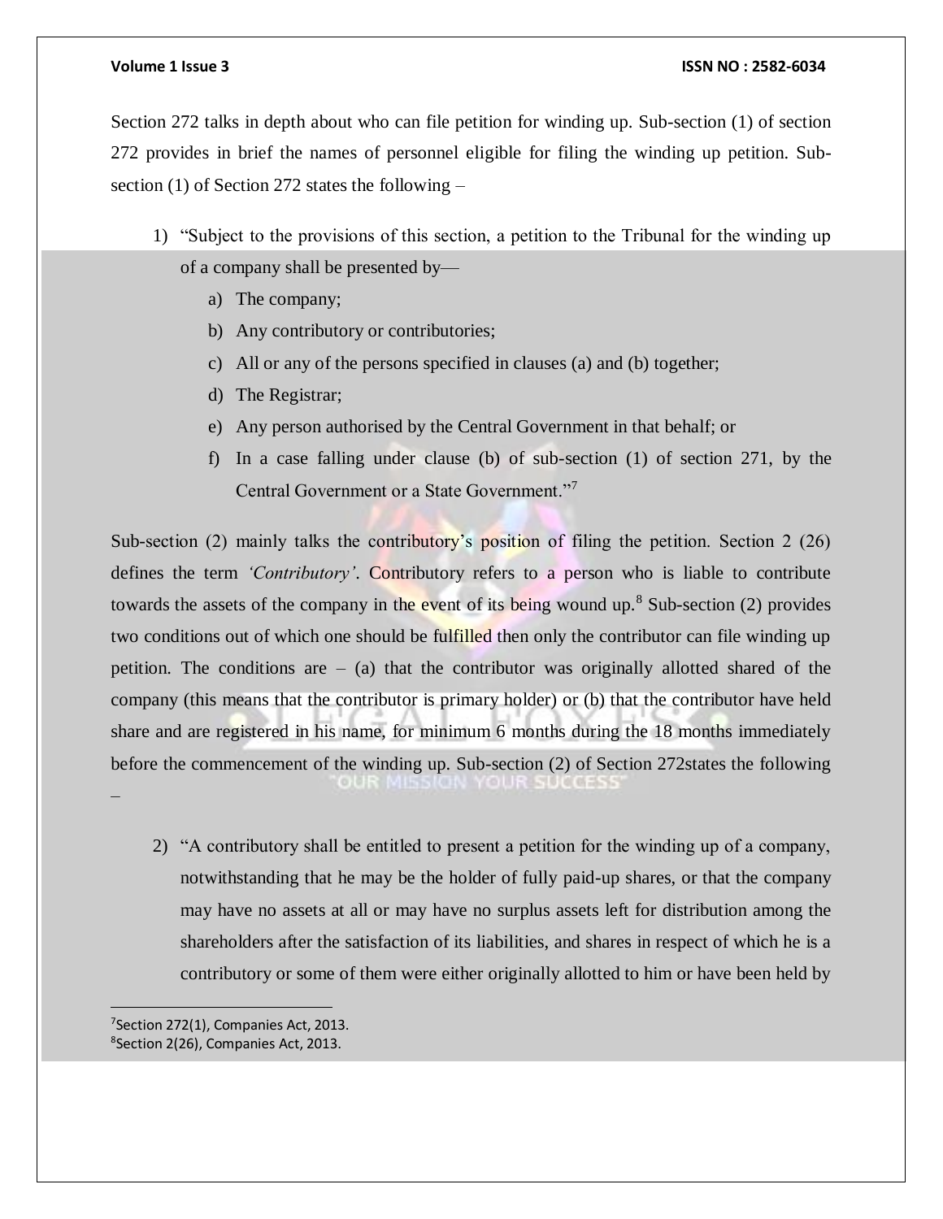Section 272 talks in depth about who can file petition for winding up. Sub-section (1) of section 272 provides in brief the names of personnel eligible for filing the winding up petition. Sub-section (1) of Section 272 states the following –

1) "Subject to the provisions of this section, a petition to the Tribunal for the winding up of a company shall be presented by—
   a) The company;
   b) Any contributory or contributories;
   c) All or any of the persons specified in clauses (a) and (b) together;
   d) The Registrar;
   e) Any person authorised by the Central Government in that behalf; or
   f) In a case falling under clause (b) of sub-section (1) of section 271, by the Central Government or a State Government."[7]

Sub-section (2) mainly talks the contributory's position of filing the petition. Section 2 (26) defines the term *'Contributory'*. Contributory refers to a person who is liable to contribute towards the assets of the company in the event of its being wound up.[8] Sub-section (2) provides two conditions out of which one should be fulfilled then only the contributor can file winding up petition. The conditions are – (a) that the contributor was originally allotted shared of the company (this means that the contributor is primary holder) or (b) that the contributor have held share and are registered in his name, for minimum 6 months during the 18 months immediately before the commencement of the winding up. Sub-section (2) of Section 272states the following –

2) "A contributory shall be entitled to present a petition for the winding up of a company, notwithstanding that he may be the holder of fully paid-up shares, or that the company may have no assets at all or may have no surplus assets left for distribution among the shareholders after the satisfaction of its liabilities, and shares in respect of which he is a contributory or some of them were either originally allotted to him or have been held by

---

[7] Section 272(1), Companies Act, 2013.

[8] Section 2(26), Companies Act, 2013.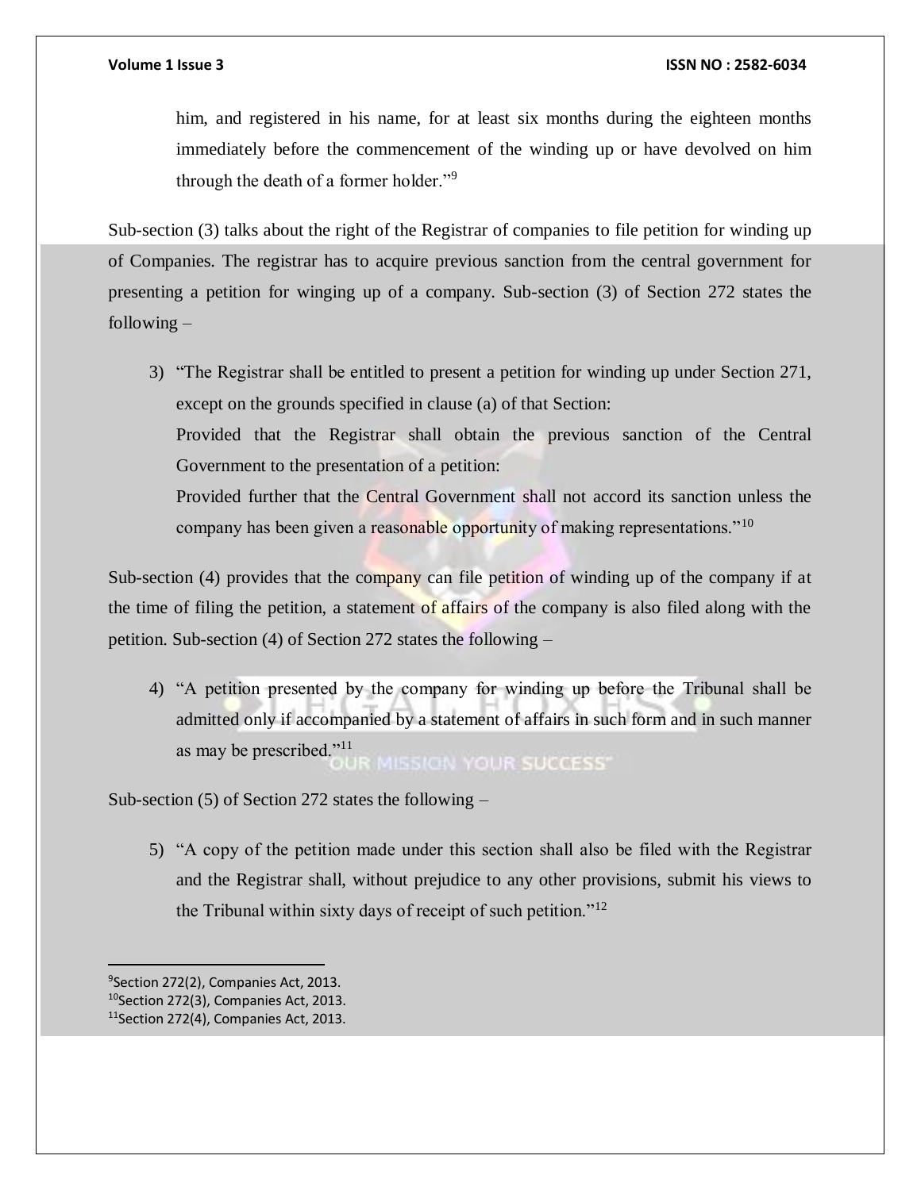him, and registered in his name, for at least six months during the eighteen months immediately before the commencement of the winding up or have devolved on him through the death of a former holder."[9]

Sub-section (3) talks about the right of the Registrar of companies to file petition for winding up of Companies. The registrar has to acquire previous sanction from the central government for presenting a petition for winging up of a company. Sub-section (3) of Section 272 states the following –

3) "The Registrar shall be entitled to present a petition for winding up under Section 271, except on the grounds specified in clause (a) of that Section:

   Provided that the Registrar shall obtain the previous sanction of the Central Government to the presentation of a petition:

   Provided further that the Central Government shall not accord its sanction unless the company has been given a reasonable opportunity of making representations."[10]

Sub-section (4) provides that the company can file petition of winding up of the company if at the time of filing the petition, a statement of affairs of the company is also filed along with the petition. Sub-section (4) of Section 272 states the following –

4) "A petition presented by the company for winding up before the Tribunal shall be admitted only if accompanied by a statement of affairs in such form and in such manner as may be prescribed."[11]

Sub-section (5) of Section 272 states the following –

5) "A copy of the petition made under this section shall also be filed with the Registrar and the Registrar shall, without prejudice to any other provisions, submit his views to the Tribunal within sixty days of receipt of such petition."[12]

---

[9] Section 272(2), Companies Act, 2013.

[10] Section 272(3), Companies Act, 2013.

[11] Section 272(4), Companies Act, 2013.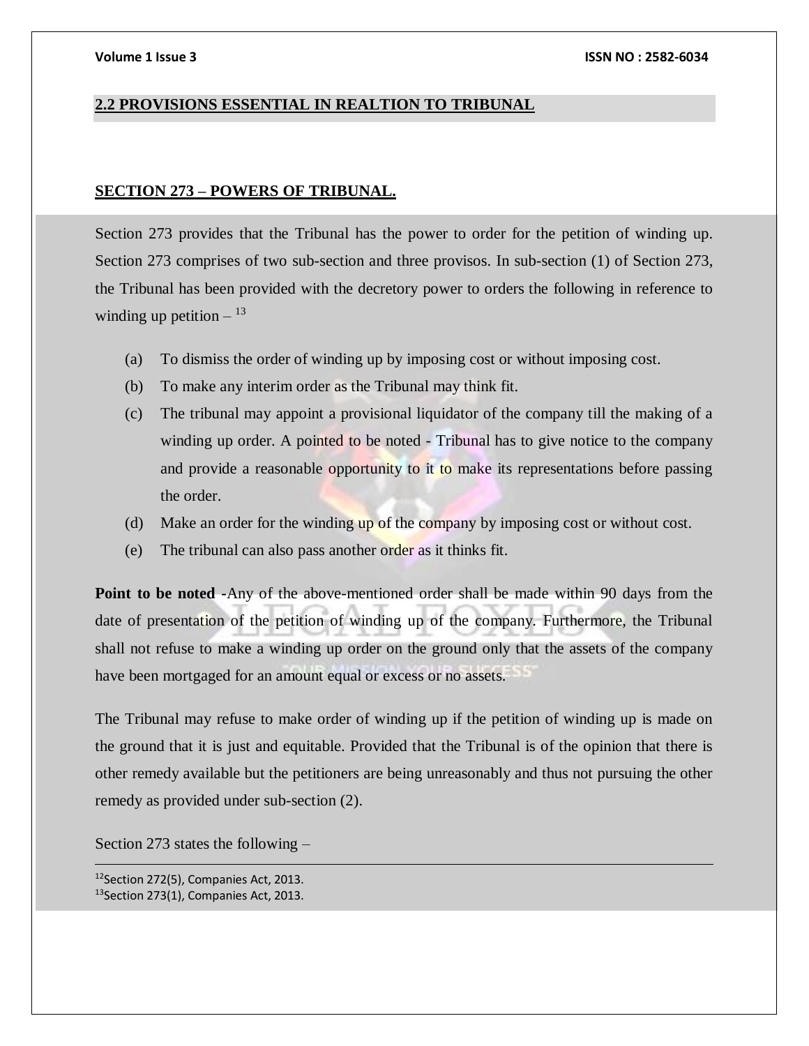## 2.2 PROVISIONS ESSENTIAL IN REALTION TO TRIBUNAL

### SECTION 273 – POWERS OF TRIBUNAL.

Section 273 provides that the Tribunal has the power to order for the petition of winding up. Section 273 comprises of two sub-section and three provisos. In sub-section (1) of Section 273, the Tribunal has been provided with the decretory power to orders the following in reference to winding up petition – [13]

(a) To dismiss the order of winding up by imposing cost or without imposing cost.

(b) To make any interim order as the Tribunal may think fit.

(c) The tribunal may appoint a provisional liquidator of the company till the making of a winding up order. A pointed to be noted - Tribunal has to give notice to the company and provide a reasonable opportunity to it to make its representations before passing the order.

(d) Make an order for the winding up of the company by imposing cost or without cost.

(e) The tribunal can also pass another order as it thinks fit.

**Point to be noted** -Any of the above-mentioned order shall be made within 90 days from the date of presentation of the petition of winding up of the company. Furthermore, the Tribunal shall not refuse to make a winding up order on the ground only that the assets of the company have been mortgaged for an amount equal or excess or no assets.

The Tribunal may refuse to make order of winding up if the petition of winding up is made on the ground that it is just and equitable. Provided that the Tribunal is of the opinion that there is other remedy available but the petitioners are being unreasonably and thus not pursuing the other remedy as provided under sub-section (2).

Section 273 states the following –

---

[12] Section 272(5), Companies Act, 2013.

[13] Section 273(1), Companies Act, 2013.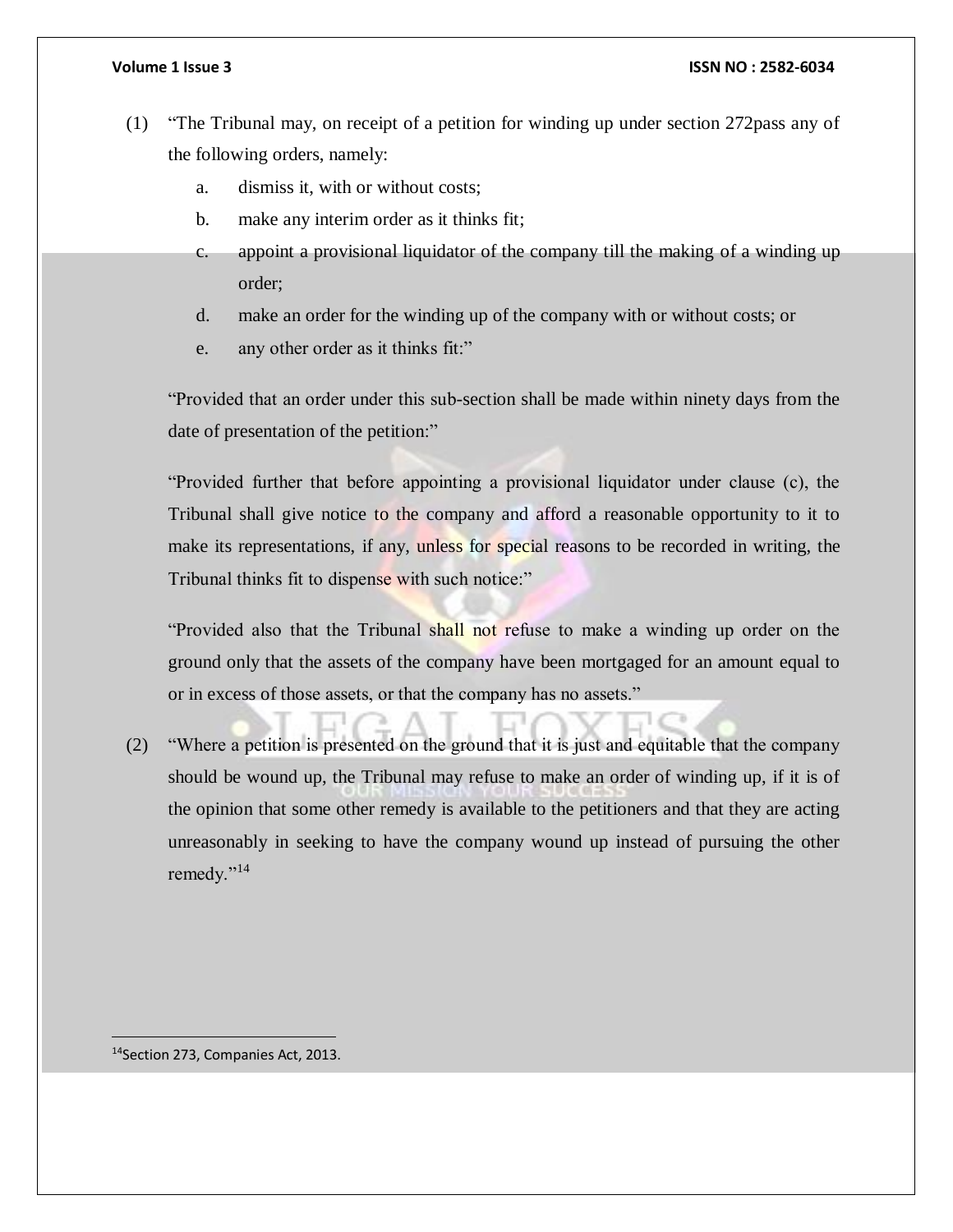(1) "The Tribunal may, on receipt of a petition for winding up under section 272pass any of the following orders, namely:

   a. dismiss it, with or without costs;
   b. make any interim order as it thinks fit;
   c. appoint a provisional liquidator of the company till the making of a winding up order;
   d. make an order for the winding up of the company with or without costs; or
   e. any other order as it thinks fit:"

   "Provided that an order under this sub-section shall be made within ninety days from the date of presentation of the petition:"

   "Provided further that before appointing a provisional liquidator under clause (c), the Tribunal shall give notice to the company and afford a reasonable opportunity to it to make its representations, if any, unless for special reasons to be recorded in writing, the Tribunal thinks fit to dispense with such notice:"

   "Provided also that the Tribunal shall not refuse to make a winding up order on the ground only that the assets of the company have been mortgaged for an amount equal to or in excess of those assets, or that the company has no assets."

(2) "Where a petition is presented on the ground that it is just and equitable that the company should be wound up, the Tribunal may refuse to make an order of winding up, if it is of the opinion that some other remedy is available to the petitioners and that they are acting unreasonably in seeking to have the company wound up instead of pursuing the other remedy."[14]

---

[14] Section 273, Companies Act, 2013.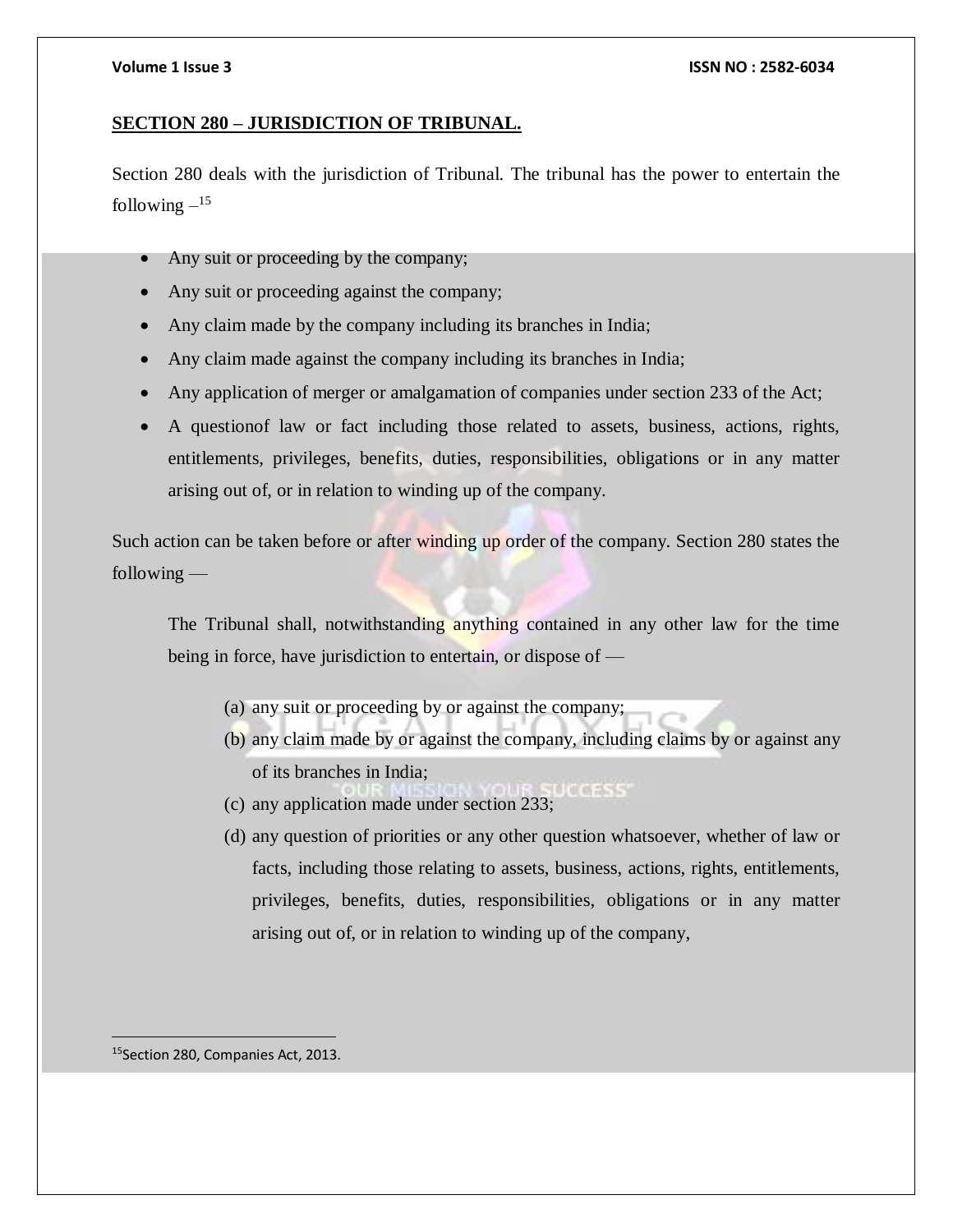**SECTION 280 – JURISDICTION OF TRIBUNAL.**

Section 280 deals with the jurisdiction of Tribunal. The tribunal has the power to entertain the following –[15]

- Any suit or proceeding by the company;
- Any suit or proceeding against the company;
- Any claim made by the company including its branches in India;
- Any claim made against the company including its branches in India;
- Any application of merger or amalgamation of companies under section 233 of the Act;
- A questionof law or fact including those related to assets, business, actions, rights, entitlements, privileges, benefits, duties, responsibilities, obligations or in any matter arising out of, or in relation to winding up of the company.

Such action can be taken before or after winding up order of the company. Section 280 states the following —

> The Tribunal shall, notwithstanding anything contained in any other law for the time being in force, have jurisdiction to entertain, or dispose of —
>
> (a) any suit or proceeding by or against the company;
>
> (b) any claim made by or against the company, including claims by or against any of its branches in India;
>
> (c) any application made under section 233;
>
> (d) any question of priorities or any other question whatsoever, whether of law or facts, including those relating to assets, business, actions, rights, entitlements, privileges, benefits, duties, responsibilities, obligations or in any matter arising out of, or in relation to winding up of the company,

---

[15] Section 280, Companies Act, 2013.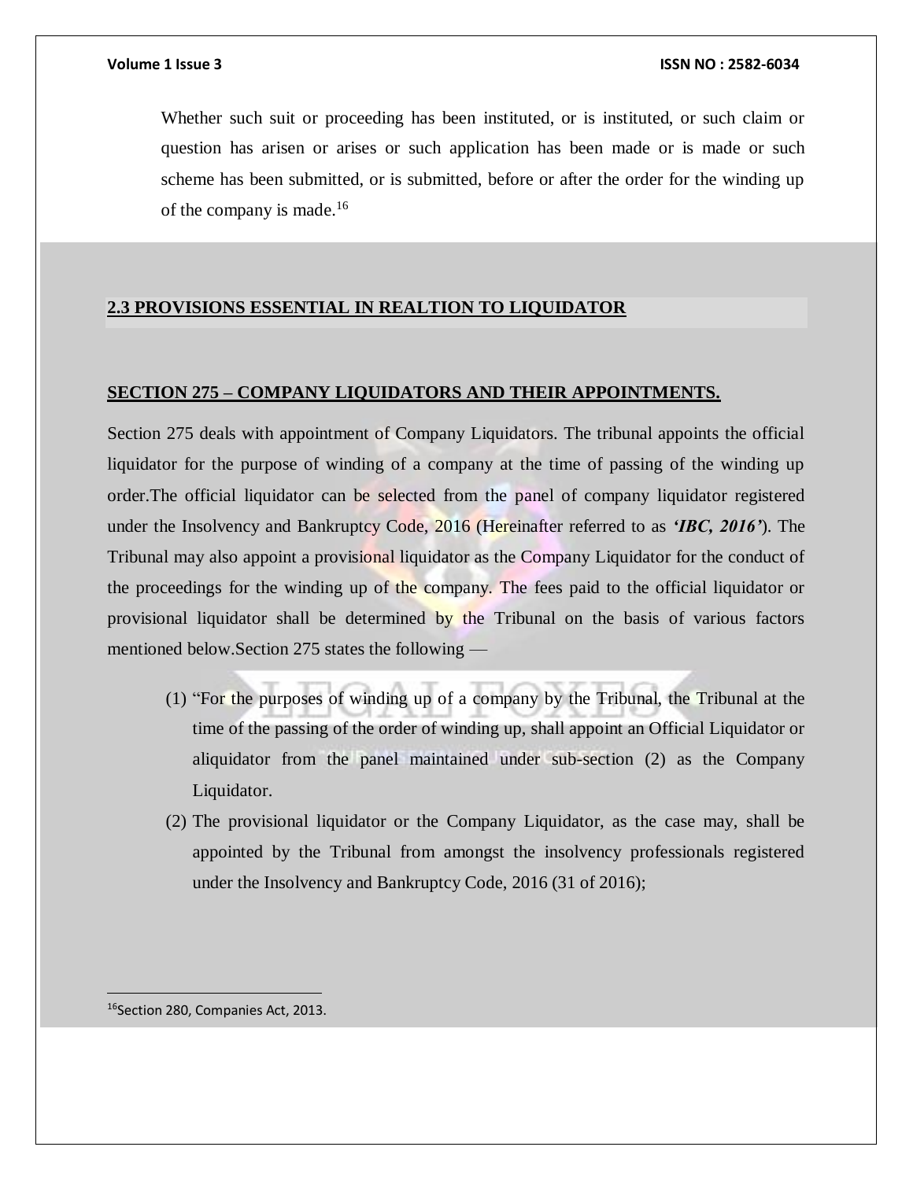Whether such suit or proceeding has been instituted, or is instituted, or such claim or question has arisen or arises or such application has been made or is made or such scheme has been submitted, or is submitted, before or after the order for the winding up of the company is made.[16]

## 2.3 PROVISIONS ESSENTIAL IN REALTION TO LIQUIDATOR

### SECTION 275 – COMPANY LIQUIDATORS AND THEIR APPOINTMENTS.

Section 275 deals with appointment of Company Liquidators. The tribunal appoints the official liquidator for the purpose of winding of a company at the time of passing of the winding up order.The official liquidator can be selected from the panel of company liquidator registered under the Insolvency and Bankruptcy Code, 2016 (Hereinafter referred to as ***'IBC, 2016'***). The Tribunal may also appoint a provisional liquidator as the Company Liquidator for the conduct of the proceedings for the winding up of the company. The fees paid to the official liquidator or provisional liquidator shall be determined by the Tribunal on the basis of various factors mentioned below.Section 275 states the following —

(1) "For the purposes of winding up of a company by the Tribunal, the Tribunal at the time of the passing of the order of winding up, shall appoint an Official Liquidator or aliquidator from the panel maintained under sub-section (2) as the Company Liquidator.

(2) The provisional liquidator or the Company Liquidator, as the case may, shall be appointed by the Tribunal from amongst the insolvency professionals registered under the Insolvency and Bankruptcy Code, 2016 (31 of 2016);

---

[16] Section 280, Companies Act, 2013.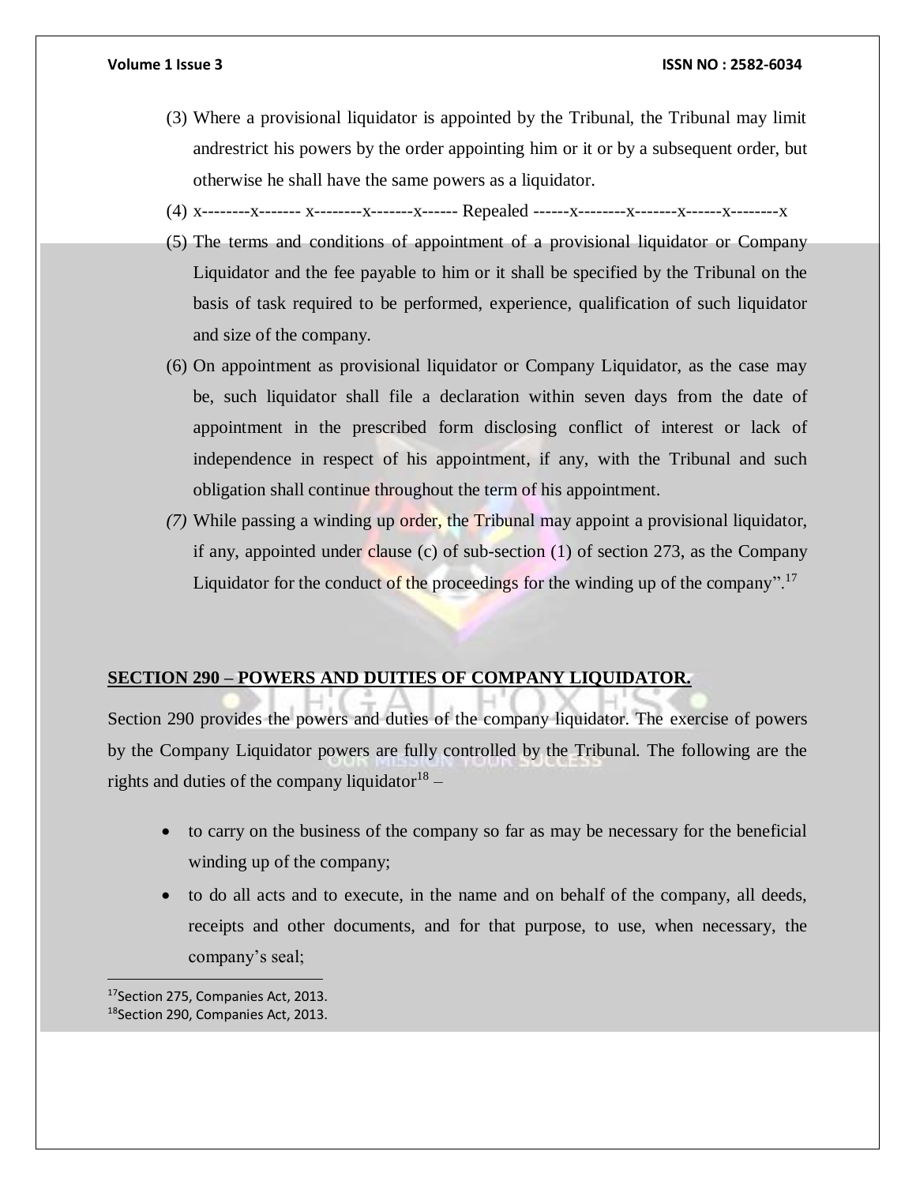(3) Where a provisional liquidator is appointed by the Tribunal, the Tribunal may limit andrestrict his powers by the order appointing him or it or by a subsequent order, but otherwise he shall have the same powers as a liquidator.

(4) x--------x------- x--------x-------x------ Repealed ------x--------x-------x------x--------x

(5) The terms and conditions of appointment of a provisional liquidator or Company Liquidator and the fee payable to him or it shall be specified by the Tribunal on the basis of task required to be performed, experience, qualification of such liquidator and size of the company.

(6) On appointment as provisional liquidator or Company Liquidator, as the case may be, such liquidator shall file a declaration within seven days from the date of appointment in the prescribed form disclosing conflict of interest or lack of independence in respect of his appointment, if any, with the Tribunal and such obligation shall continue throughout the term of his appointment.

*(7)* While passing a winding up order, the Tribunal may appoint a provisional liquidator, if any, appointed under clause (c) of sub-section (1) of section 273, as the Company Liquidator for the conduct of the proceedings for the winding up of the company”.[17]

## SECTION 290 – POWERS AND DUITIES OF COMPANY LIQUIDATOR.

Section 290 provides the powers and duties of the company liquidator. The exercise of powers by the Company Liquidator powers are fully controlled by the Tribunal. The following are the rights and duties of the company liquidator[18] –

- to carry on the business of the company so far as may be necessary for the beneficial winding up of the company;
- to do all acts and to execute, in the name and on behalf of the company, all deeds, receipts and other documents, and for that purpose, to use, when necessary, the company’s seal;

---

[17] Section 275, Companies Act, 2013.

[18] Section 290, Companies Act, 2013.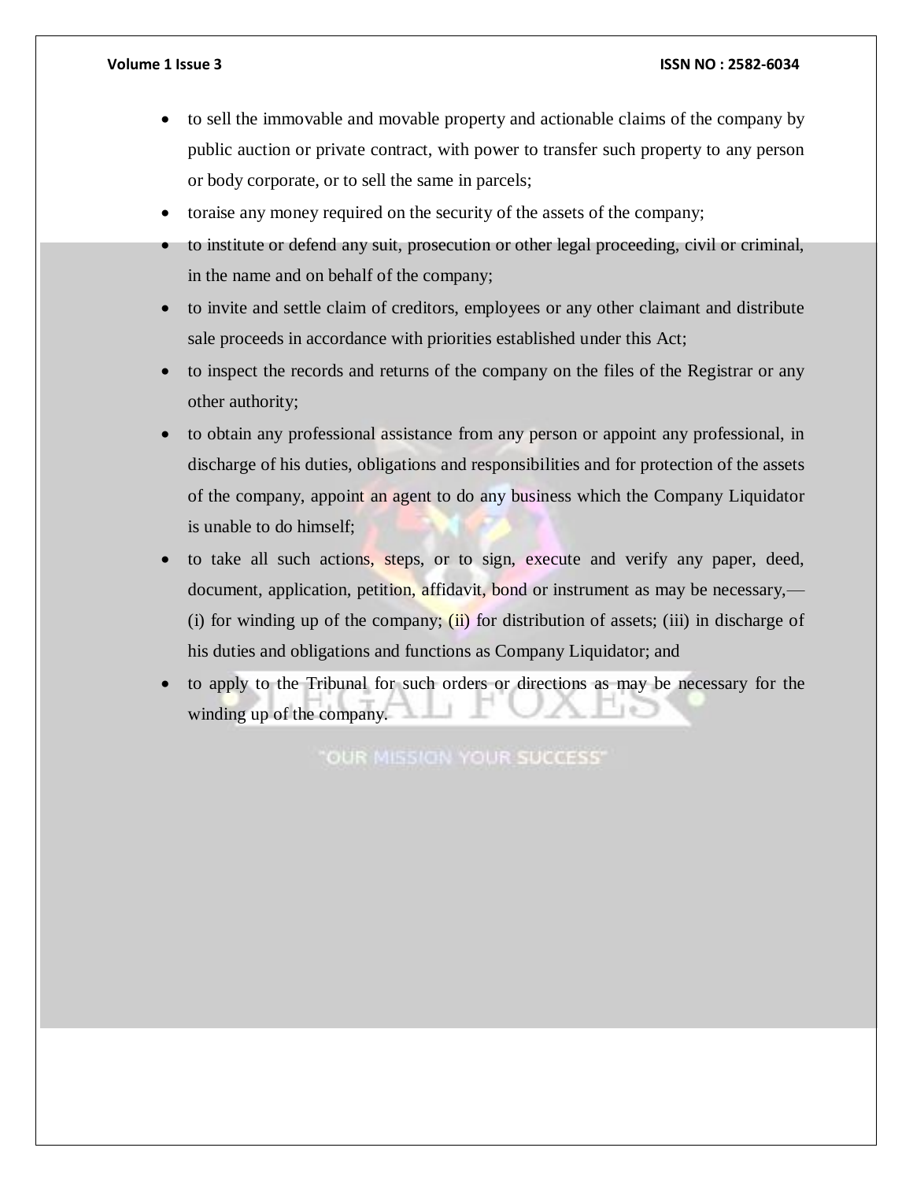- to sell the immovable and movable property and actionable claims of the company by public auction or private contract, with power to transfer such property to any person or body corporate, or to sell the same in parcels;
- toraise any money required on the security of the assets of the company;
- to institute or defend any suit, prosecution or other legal proceeding, civil or criminal, in the name and on behalf of the company;
- to invite and settle claim of creditors, employees or any other claimant and distribute sale proceeds in accordance with priorities established under this Act;
- to inspect the records and returns of the company on the files of the Registrar or any other authority;
- to obtain any professional assistance from any person or appoint any professional, in discharge of his duties, obligations and responsibilities and for protection of the assets of the company, appoint an agent to do any business which the Company Liquidator is unable to do himself;
- to take all such actions, steps, or to sign, execute and verify any paper, deed, document, application, petition, affidavit, bond or instrument as may be necessary,— (i) for winding up of the company; (ii) for distribution of assets; (iii) in discharge of his duties and obligations and functions as Company Liquidator; and
- to apply to the Tribunal for such orders or directions as may be necessary for the winding up of the company.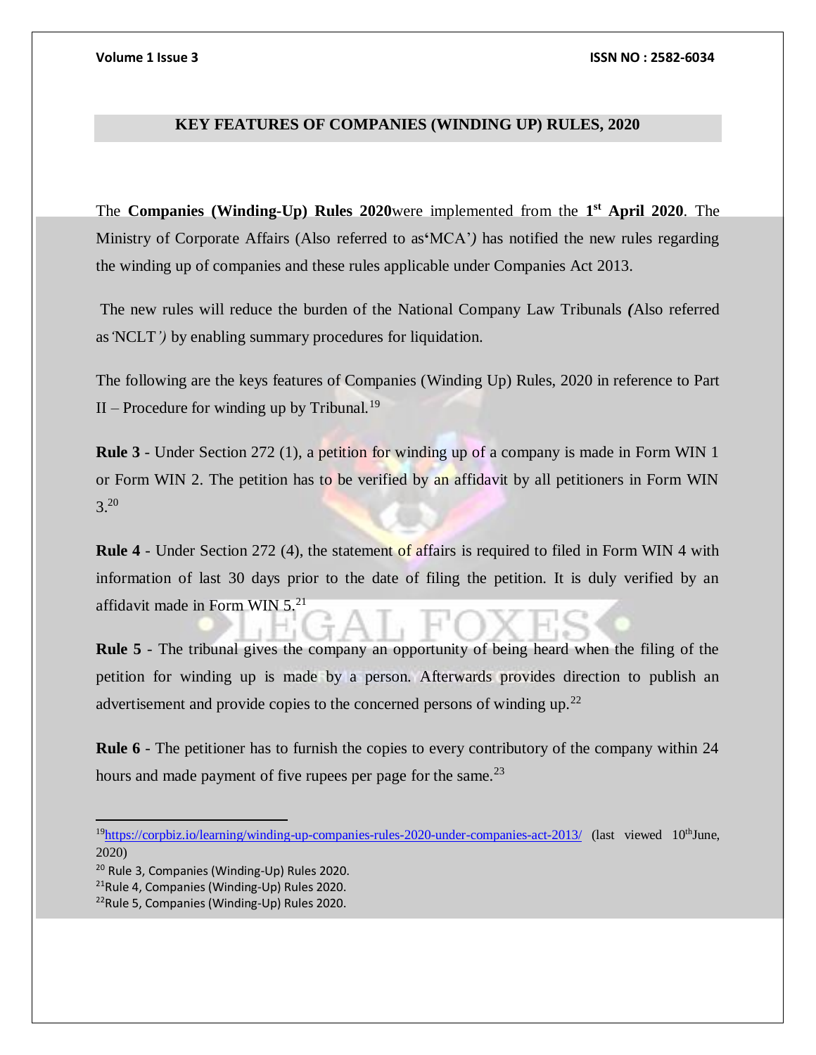## KEY FEATURES OF COMPANIES (WINDING UP) RULES, 2020

The **Companies (Winding-Up) Rules 2020**were implemented from the **1st April 2020**. The Ministry of Corporate Affairs (Also referred to as'MCA') has notified the new rules regarding the winding up of companies and these rules applicable under Companies Act 2013.

The new rules will reduce the burden of the National Company Law Tribunals (Also referred as'NCLT') by enabling summary procedures for liquidation.

The following are the keys features of Companies (Winding Up) Rules, 2020 in reference to Part II – Procedure for winding up by Tribunal.[19]

**Rule 3** - Under Section 272 (1), a petition for winding up of a company is made in Form WIN 1 or Form WIN 2. The petition has to be verified by an affidavit by all petitioners in Form WIN 3.[20]

**Rule 4** - Under Section 272 (4), the statement of affairs is required to filed in Form WIN 4 with information of last 30 days prior to the date of filing the petition. It is duly verified by an affidavit made in Form WIN 5.[21]

**Rule 5** - The tribunal gives the company an opportunity of being heard when the filing of the petition for winding up is made by a person. Afterwards provides direction to publish an advertisement and provide copies to the concerned persons of winding up.[22]

**Rule 6** - The petitioner has to furnish the copies to every contributory of the company within 24 hours and made payment of five rupees per page for the same.[23]

---

[19] https://corpbiz.io/learning/winding-up-companies-rules-2020-under-companies-act-2013/ (last viewed 10th June, 2020)

[20] Rule 3, Companies (Winding-Up) Rules 2020.

[21] Rule 4, Companies (Winding-Up) Rules 2020.

[22] Rule 5, Companies (Winding-Up) Rules 2020.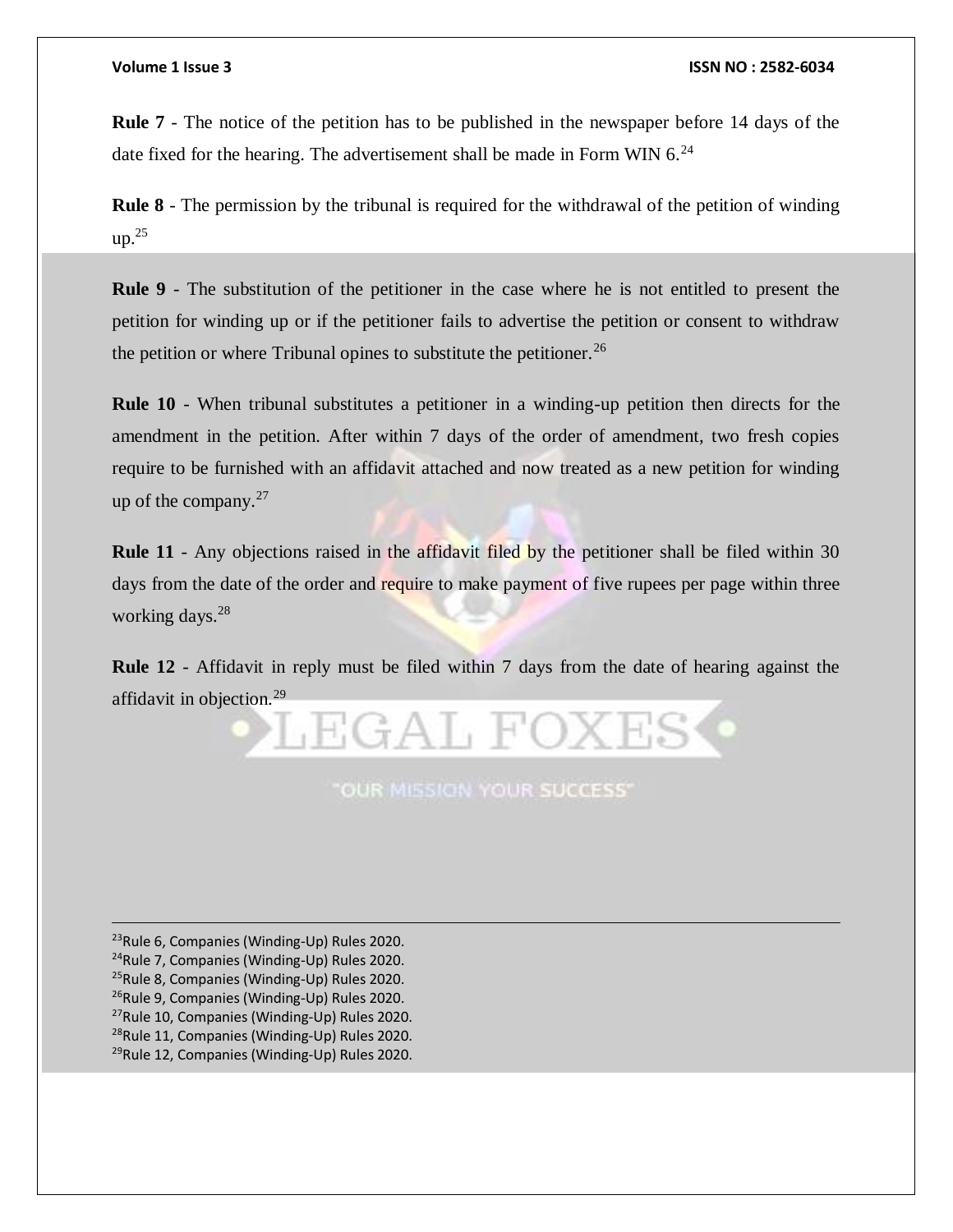**Rule 7** - The notice of the petition has to be published in the newspaper before 14 days of the date fixed for the hearing. The advertisement shall be made in Form WIN 6.[24]

**Rule 8** - The permission by the tribunal is required for the withdrawal of the petition of winding up.[25]

**Rule 9** - The substitution of the petitioner in the case where he is not entitled to present the petition for winding up or if the petitioner fails to advertise the petition or consent to withdraw the petition or where Tribunal opines to substitute the petitioner.[26]

**Rule 10** - When tribunal substitutes a petitioner in a winding-up petition then directs for the amendment in the petition. After within 7 days of the order of amendment, two fresh copies require to be furnished with an affidavit attached and now treated as a new petition for winding up of the company.[27]

**Rule 11** - Any objections raised in the affidavit filed by the petitioner shall be filed within 30 days from the date of the order and require to make payment of five rupees per page within three working days.[28]

**Rule 12** - Affidavit in reply must be filed within 7 days from the date of hearing against the affidavit in objection.[29]

---

[23] Rule 6, Companies (Winding-Up) Rules 2020.
[24] Rule 7, Companies (Winding-Up) Rules 2020.
[25] Rule 8, Companies (Winding-Up) Rules 2020.
[26] Rule 9, Companies (Winding-Up) Rules 2020.
[27] Rule 10, Companies (Winding-Up) Rules 2020.
[28] Rule 11, Companies (Winding-Up) Rules 2020.
[29] Rule 12, Companies (Winding-Up) Rules 2020.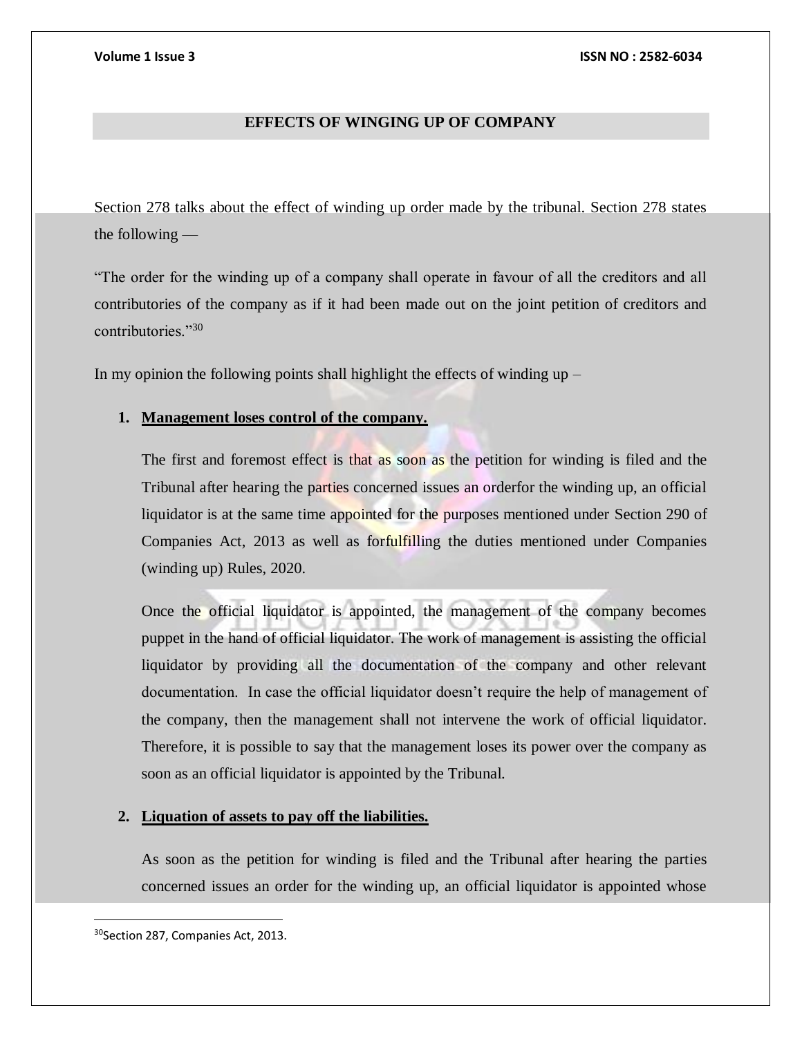## EFFECTS OF WINGING UP OF COMPANY

Section 278 talks about the effect of winding up order made by the tribunal. Section 278 states the following —

"The order for the winding up of a company shall operate in favour of all the creditors and all contributories of the company as if it had been made out on the joint petition of creditors and contributories."[30]

In my opinion the following points shall highlight the effects of winding up –

1. **Management loses control of the company.**

   The first and foremost effect is that as soon as the petition for winding is filed and the Tribunal after hearing the parties concerned issues an orderfor the winding up, an official liquidator is at the same time appointed for the purposes mentioned under Section 290 of Companies Act, 2013 as well as forfulfilling the duties mentioned under Companies (winding up) Rules, 2020.

   Once the official liquidator is appointed, the management of the company becomes puppet in the hand of official liquidator. The work of management is assisting the official liquidator by providing all the documentation of the company and other relevant documentation. In case the official liquidator doesn't require the help of management of the company, then the management shall not intervene the work of official liquidator. Therefore, it is possible to say that the management loses its power over the company as soon as an official liquidator is appointed by the Tribunal.

2. **Liquation of assets to pay off the liabilities.**

   As soon as the petition for winding is filed and the Tribunal after hearing the parties concerned issues an order for the winding up, an official liquidator is appointed whose

---

[30] Section 287, Companies Act, 2013.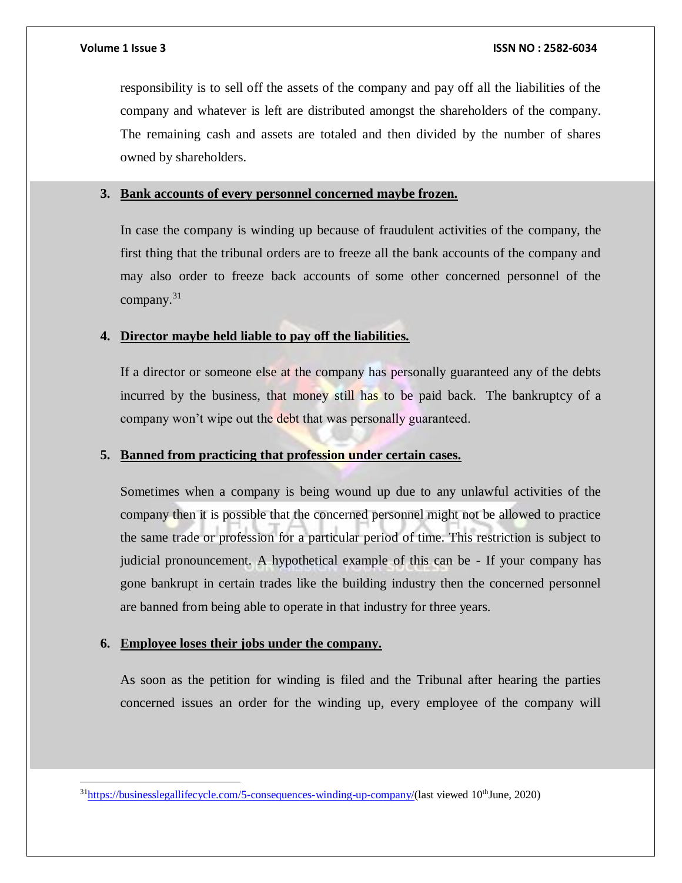responsibility is to sell off the assets of the company and pay off all the liabilities of the company and whatever is left are distributed amongst the shareholders of the company. The remaining cash and assets are totaled and then divided by the number of shares owned by shareholders.

3. **Bank accounts of every personnel concerned maybe frozen.**

   In case the company is winding up because of fraudulent activities of the company, the first thing that the tribunal orders are to freeze all the bank accounts of the company and may also order to freeze back accounts of some other concerned personnel of the company.[31]

4. **Director maybe held liable to pay off the liabilities.**

   If a director or someone else at the company has personally guaranteed any of the debts incurred by the business, that money still has to be paid back. The bankruptcy of a company won't wipe out the debt that was personally guaranteed.

5. **Banned from practicing that profession under certain cases.**

   Sometimes when a company is being wound up due to any unlawful activities of the company then it is possible that the concerned personnel might not be allowed to practice the same trade or profession for a particular period of time. This restriction is subject to judicial pronouncement. A hypothetical example of this can be - If your company has gone bankrupt in certain trades like the building industry then the concerned personnel are banned from being able to operate in that industry for three years.

6. **Employee loses their jobs under the company.**

   As soon as the petition for winding is filed and the Tribunal after hearing the parties concerned issues an order for the winding up, every employee of the company will

---

[31] https://businesslegallifecycle.com/5-consequences-winding-up-company/(last viewed 10th June, 2020)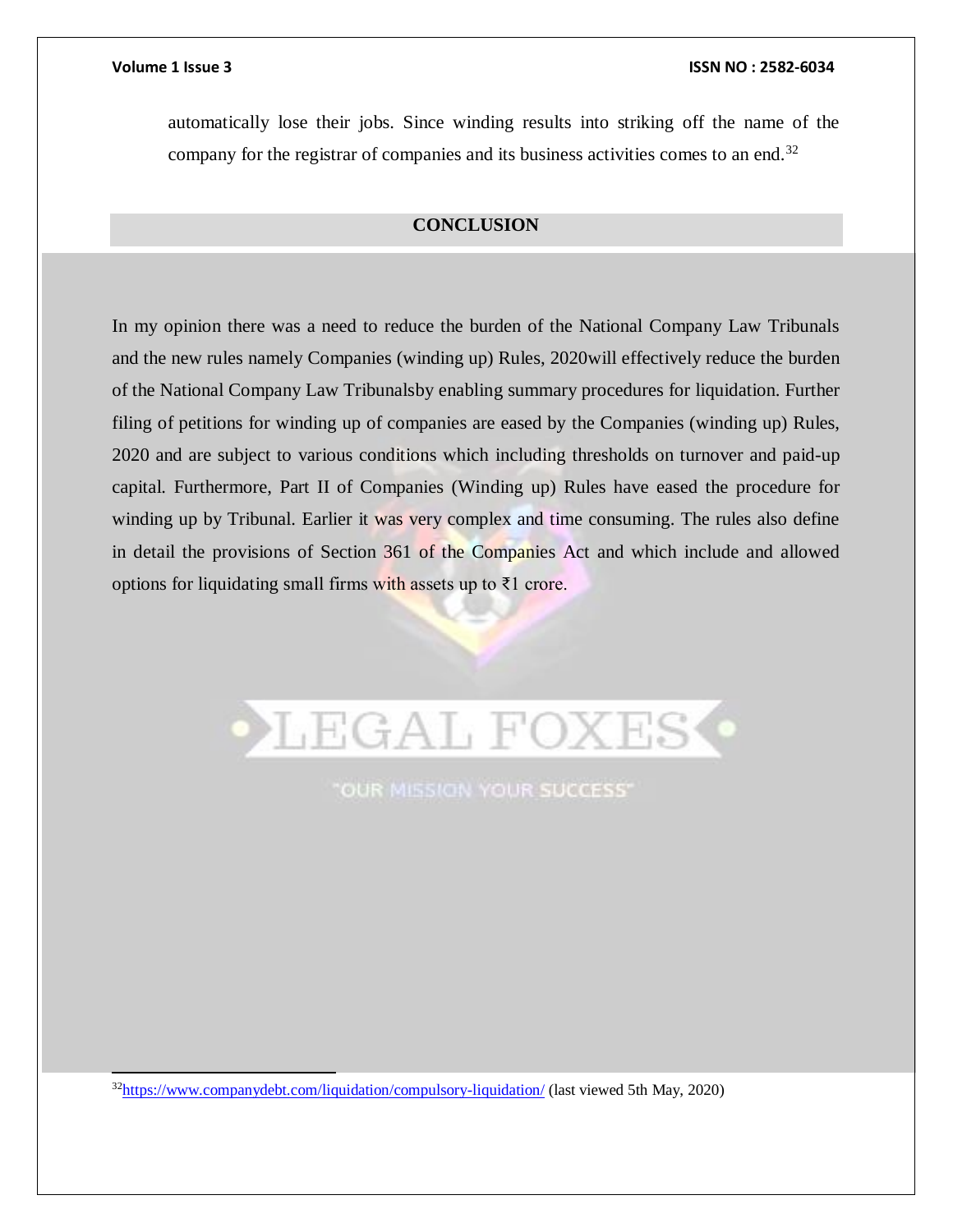automatically lose their jobs. Since winding results into striking off the name of the company for the registrar of companies and its business activities comes to an end.[32]

## CONCLUSION

In my opinion there was a need to reduce the burden of the National Company Law Tribunals and the new rules namely Companies (winding up) Rules, 2020will effectively reduce the burden of the National Company Law Tribunalsby enabling summary procedures for liquidation. Further filing of petitions for winding up of companies are eased by the Companies (winding up) Rules, 2020 and are subject to various conditions which including thresholds on turnover and paid-up capital. Furthermore, Part II of Companies (Winding up) Rules have eased the procedure for winding up by Tribunal. Earlier it was very complex and time consuming. The rules also define in detail the provisions of Section 361 of the Companies Act and which include and allowed options for liquidating small firms with assets up to ₹1 crore.

---

[32] https://www.companydebt.com/liquidation/compulsory-liquidation/ (last viewed 5th May, 2020)